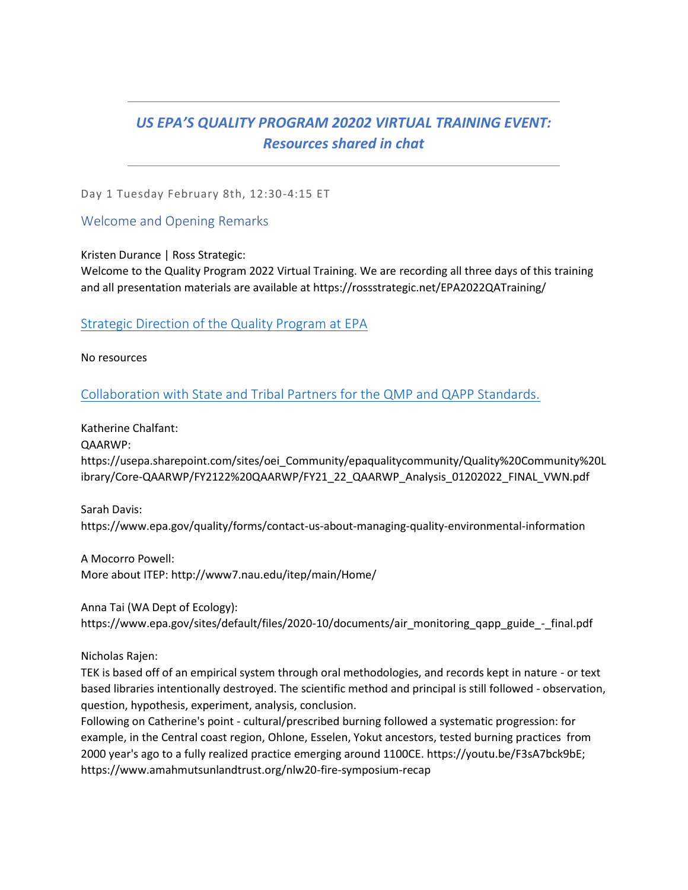# *US EPA'S QUALITY PROGRAM 20202 VIRTUAL TRAINING EVENT: Resources shared in chat*

Day 1 Tuesday February 8th, 12:30-4:15 ET

## Welcome and Opening Remarks

Kristen Durance | Ross Strategic:
Welcome to the Quality Program 2022 Virtual Training. We are recording all three days of this training and all presentation materials are available at https://rossstrategic.net/EPA2022QATraining/

## Strategic Direction of the Quality Program at EPA

No resources

## Collaboration with State and Tribal Partners for the QMP and QAPP Standards.

Katherine Chalfant:
QAARWP:
https://usepa.sharepoint.com/sites/oei_Community/epaqualitycommunity/Quality%20Community%20Library/Core-QAARWP/FY2122%20QAARWP/FY21_22_QAARWP_Analysis_01202022_FINAL_VWN.pdf

Sarah Davis:
https://www.epa.gov/quality/forms/contact-us-about-managing-quality-environmental-information

A Mocorro Powell:
More about ITEP: http://www7.nau.edu/itep/main/Home/

Anna Tai (WA Dept of Ecology):
https://www.epa.gov/sites/default/files/2020-10/documents/air_monitoring_qapp_guide_-_final.pdf

Nicholas Rajen:
TEK is based off of an empirical system through oral methodologies, and records kept in nature - or text based libraries intentionally destroyed. The scientific method and principal is still followed - observation, question, hypothesis, experiment, analysis, conclusion.
Following on Catherine's point - cultural/prescribed burning followed a systematic progression: for example, in the Central coast region, Ohlone, Esselen, Yokut ancestors, tested burning practices from 2000 year's ago to a fully realized practice emerging around 1100CE. https://youtu.be/F3sA7bck9bE; https://www.amahmutsunlandtrust.org/nlw20-fire-symposium-recap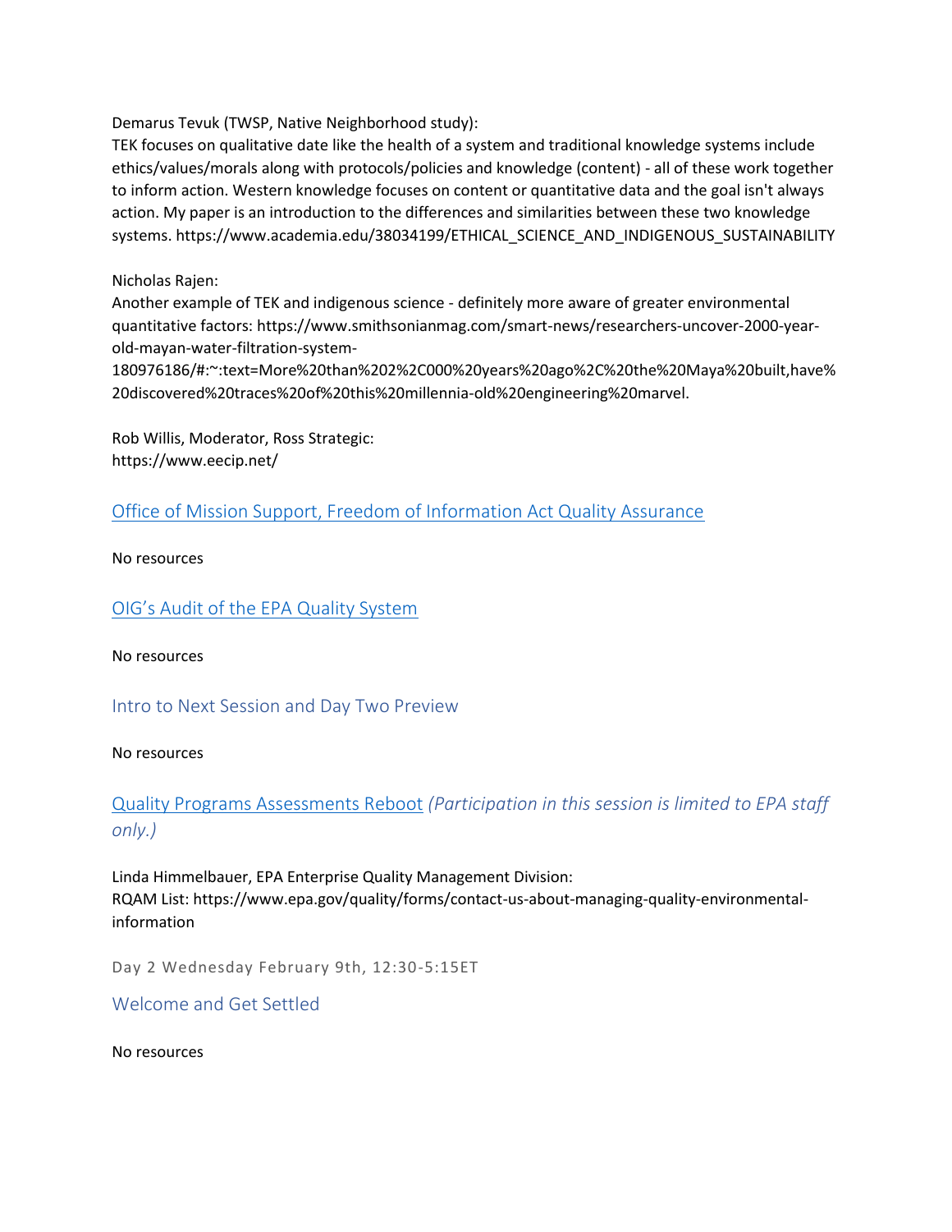Demarus Tevuk (TWSP, Native Neighborhood study):
TEK focuses on qualitative date like the health of a system and traditional knowledge systems include ethics/values/morals along with protocols/policies and knowledge (content) - all of these work together to inform action. Western knowledge focuses on content or quantitative data and the goal isn't always action. My paper is an introduction to the differences and similarities between these two knowledge systems. https://www.academia.edu/38034199/ETHICAL_SCIENCE_AND_INDIGENOUS_SUSTAINABILITY

Nicholas Rajen:
Another example of TEK and indigenous science - definitely more aware of greater environmental quantitative factors: https://www.smithsonianmag.com/smart-news/researchers-uncover-2000-year-old-mayan-water-filtration-system-180976186/#:~:text=More%20than%202%2C000%20years%20ago%2C%20the%20Maya%20built,have%20discovered%20traces%20of%20this%20millennia-old%20engineering%20marvel.

Rob Willis, Moderator, Ross Strategic:
https://www.eecip.net/

## Office of Mission Support, Freedom of Information Act Quality Assurance

No resources

## OIG's Audit of the EPA Quality System

No resources

## Intro to Next Session and Day Two Preview

No resources

## Quality Programs Assessments Reboot *(Participation in this session is limited to EPA staff only.)*

Linda Himmelbauer, EPA Enterprise Quality Management Division:
RQAM List: https://www.epa.gov/quality/forms/contact-us-about-managing-quality-environmental-information

Day 2 Wednesday February 9th, 12:30-5:15ET

## Welcome and Get Settled

No resources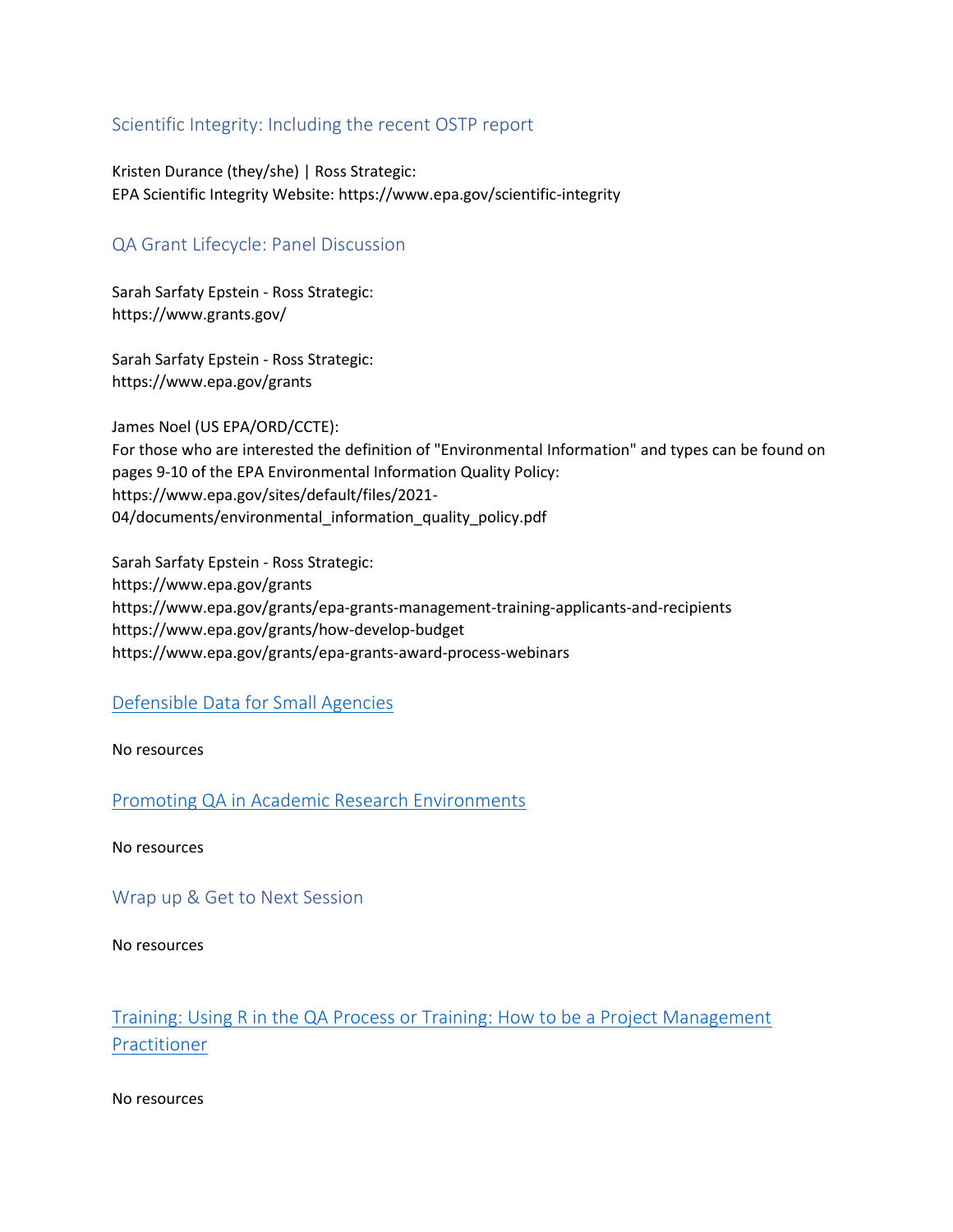## Scientific Integrity: Including the recent OSTP report

Kristen Durance (they/she) | Ross Strategic:
EPA Scientific Integrity Website: https://www.epa.gov/scientific-integrity

## QA Grant Lifecycle: Panel Discussion

Sarah Sarfaty Epstein - Ross Strategic:
https://www.grants.gov/

Sarah Sarfaty Epstein - Ross Strategic:
https://www.epa.gov/grants

James Noel (US EPA/ORD/CCTE):
For those who are interested the definition of "Environmental Information" and types can be found on pages 9-10 of the EPA Environmental Information Quality Policy:
https://www.epa.gov/sites/default/files/2021-04/documents/environmental_information_quality_policy.pdf

Sarah Sarfaty Epstein - Ross Strategic:
https://www.epa.gov/grants
https://www.epa.gov/grants/epa-grants-management-training-applicants-and-recipients
https://www.epa.gov/grants/how-develop-budget
https://www.epa.gov/grants/epa-grants-award-process-webinars

## Defensible Data for Small Agencies

No resources

## Promoting QA in Academic Research Environments

No resources

## Wrap up & Get to Next Session

No resources

## Training: Using R in the QA Process or Training: How to be a Project Management Practitioner

No resources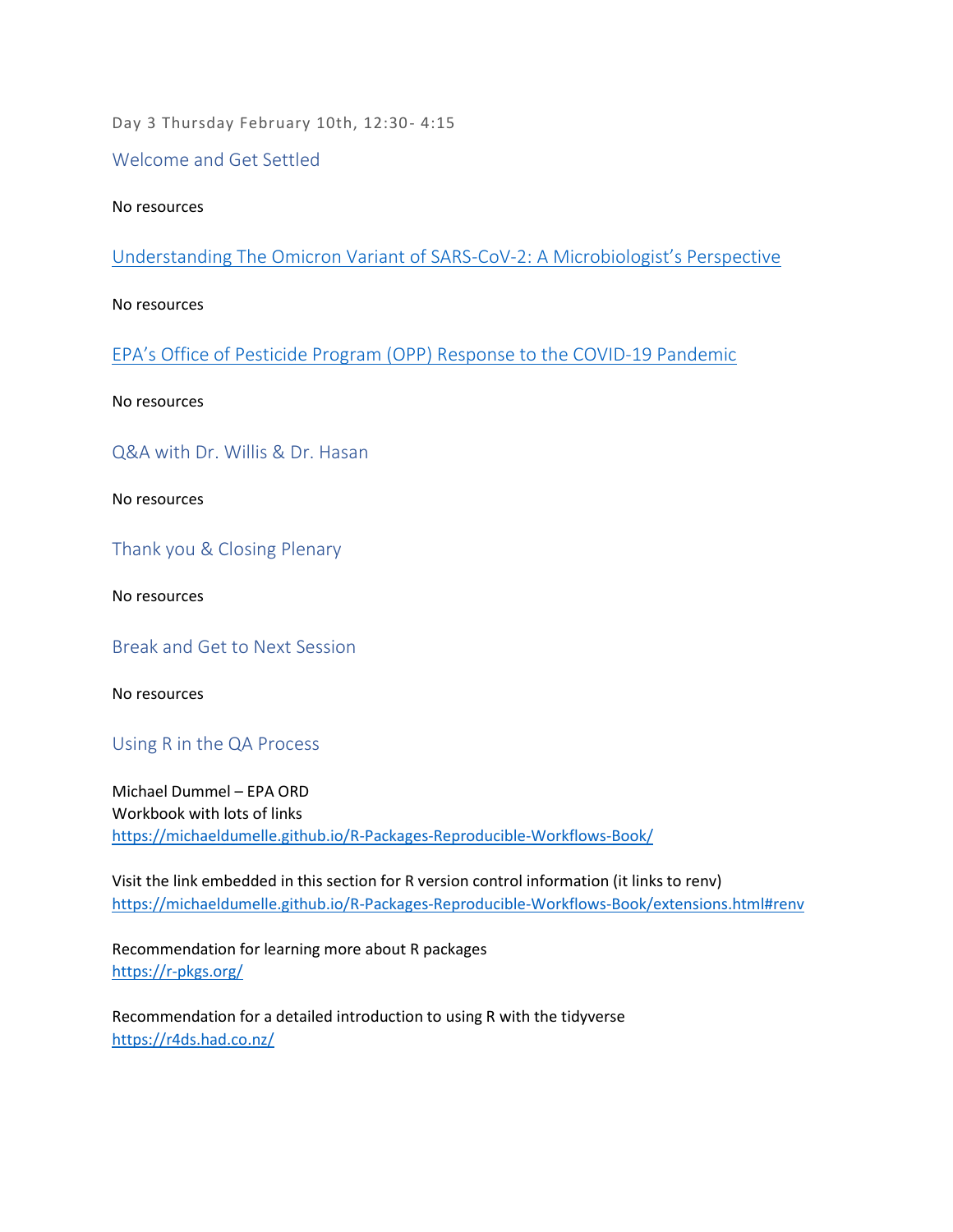Day 3 Thursday February 10th, 12:30- 4:15

## Welcome and Get Settled

No resources

## [Understanding The Omicron Variant of SARS-CoV-2: A Microbiologist's Perspective]

No resources

## [EPA's Office of Pesticide Program (OPP) Response to the COVID-19 Pandemic]

No resources

## Q&A with Dr. Willis & Dr. Hasan

No resources

## Thank you & Closing Plenary

No resources

## Break and Get to Next Session

No resources

## Using R in the QA Process

Michael Dummel – EPA ORD
Workbook with lots of links
https://michaeldumelle.github.io/R-Packages-Reproducible-Workflows-Book/

Visit the link embedded in this section for R version control information (it links to renv)
https://michaeldumelle.github.io/R-Packages-Reproducible-Workflows-Book/extensions.html#renv

Recommendation for learning more about R packages
https://r-pkgs.org/

Recommendation for a detailed introduction to using R with the tidyverse
https://r4ds.had.co.nz/